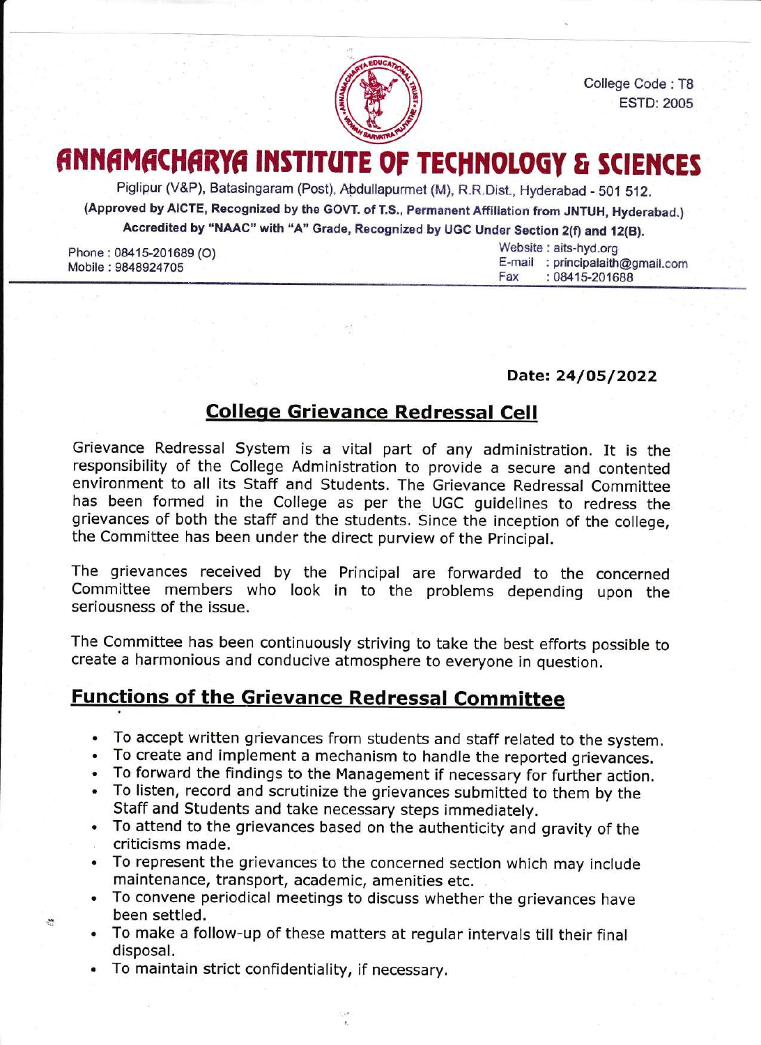College Code : T8
ESTD: 2005

# ANNAMACHARYA INSTITUTE OF TECHNOLOGY & SCIENCES

Piglipur (V&P), Batasingaram (Post), Abdullapurmet (M), R.R.Dist., Hyderabad - 501 512.

**(Approved by AICTE, Recognized by the GOVT. of T.S., Permanent Affiliation from JNTUH, Hyderabad.)**

**Accredited by "NAAC" with "A" Grade, Recognized by UGC Under Section 2(f) and 12(B).**

Phone : 08415-201689 (O)
Mobile : 9848924705

Website : aits-hyd.org
E-mail : principalaith@gmail.com
Fax : 08415-201688

**Date: 24/05/2022**

## College Grievance Redressal Cell

Grievance Redressal System is a vital part of any administration. It is the responsibility of the College Administration to provide a secure and contented environment to all its Staff and Students. The Grievance Redressal Committee has been formed in the College as per the UGC guidelines to redress the grievances of both the staff and the students. Since the inception of the college, the Committee has been under the direct purview of the Principal.

The grievances received by the Principal are forwarded to the concerned Committee members who look in to the problems depending upon the seriousness of the issue.

The Committee has been continuously striving to take the best efforts possible to create a harmonious and conducive atmosphere to everyone in question.

## Functions of the Grievance Redressal Committee

- To accept written grievances from students and staff related to the system.
- To create and implement a mechanism to handle the reported grievances.
- To forward the findings to the Management if necessary for further action.
- To listen, record and scrutinize the grievances submitted to them by the Staff and Students and take necessary steps immediately.
- To attend to the grievances based on the authenticity and gravity of the criticisms made.
- To represent the grievances to the concerned section which may include maintenance, transport, academic, amenities etc.
- To convene periodical meetings to discuss whether the grievances have been settled.
- To make a follow-up of these matters at regular intervals till their final disposal.
- To maintain strict confidentiality, if necessary.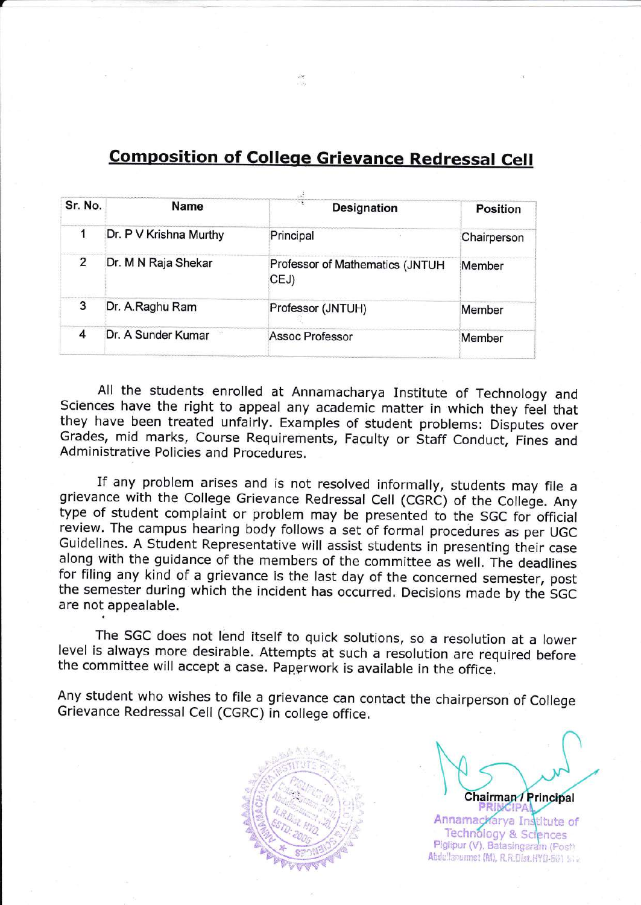## Composition of College Grievance Redressal Cell

| Sr. No. | Name | Designation | Position |
|---|---|---|---|
| 1 | Dr. P V Krishna Murthy | Principal | Chairperson |
| 2 | Dr. M N Raja Shekar | Professor of Mathematics (JNTUH CEJ) | Member |
| 3 | Dr. A.Raghu Ram | Professor (JNTUH) | Member |
| 4 | Dr. A Sunder Kumar | Assoc Professor | Member |

All the students enrolled at Annamacharya Institute of Technology and Sciences have the right to appeal any academic matter in which they feel that they have been treated unfairly. Examples of student problems: Disputes over Grades, mid marks, Course Requirements, Faculty or Staff Conduct, Fines and Administrative Policies and Procedures.

If any problem arises and is not resolved informally, students may file a grievance with the College Grievance Redressal Cell (CGRC) of the College. Any type of student complaint or problem may be presented to the SGC for official review. The campus hearing body follows a set of formal procedures as per UGC Guidelines. A Student Representative will assist students in presenting their case along with the guidance of the members of the committee as well. The deadlines for filing any kind of a grievance is the last day of the concerned semester, post the semester during which the incident has occurred. Decisions made by the SGC are not appealable.

The SGC does not lend itself to quick solutions, so a resolution at a lower level is always more desirable. Attempts at such a resolution are required before the committee will accept a case. Paperwork is available in the office.

Any student who wishes to file a grievance can contact the chairperson of College Grievance Redressal Cell (CGRC) in college office.

Chairman / Principal

PRINCIPAL
Annamacharya Institute of Technology & Sciences
Piglipur (V), Batasingaram (Post)
Abdullapurmet (M), R.R.Dist.HYD-501 512